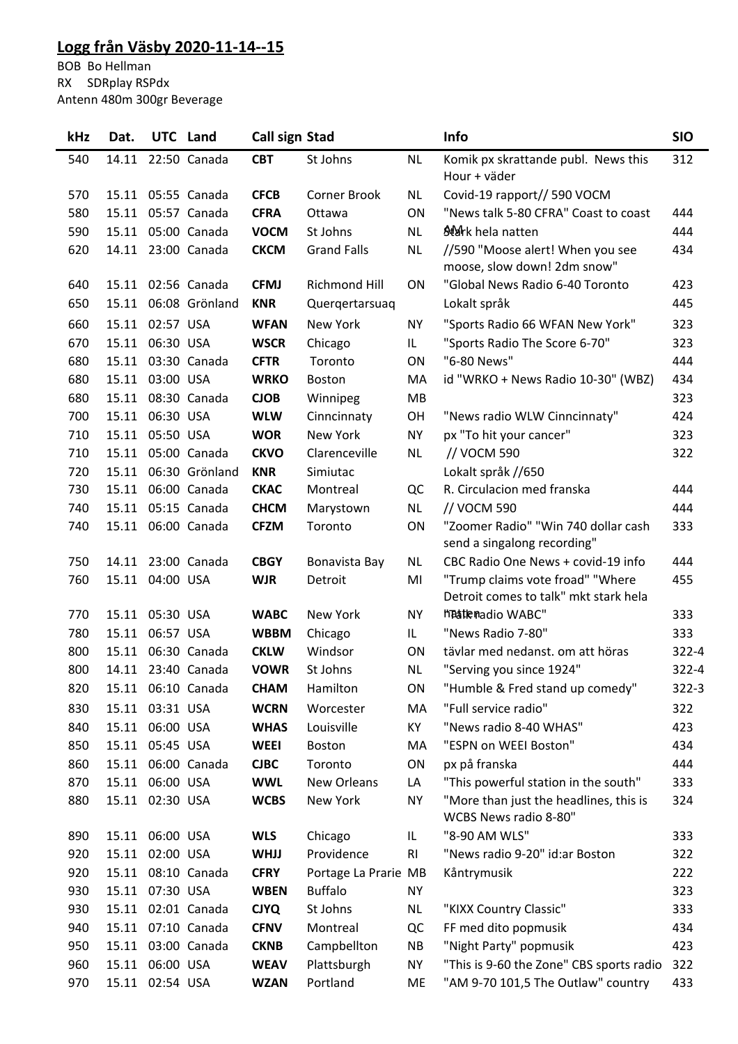## Logg från Väsby 2020-11-14--15

BOB Bo Hellman
RX SDRplay RSPdx
Antenn 480m 300gr Beverage

| kHz | Dat. | UTC | Land | Call sign | Stad | | Info | SIO |
|---|---|---|---|---|---|---|---|---|
| 540 | 14.11 | 22:50 | Canada | **CBT** | St Johns | NL | Komik px skrattande publ. News this Hour + väder | 312 |
| 570 | 15.11 | 05:55 | Canada | **CFCB** | Corner Brook | NL | Covid-19 rapport// 590 VOCM | |
| 580 | 15.11 | 05:57 | Canada | **CFRA** | Ottawa | ON | "News talk 5-80 CFRA" Coast to coast AM | 444 |
| 590 | 15.11 | 05:00 | Canada | **VOCM** | St Johns | NL | Stark hela natten | 444 |
| 620 | 14.11 | 23:00 | Canada | **CKCM** | Grand Falls | NL | //590 "Moose alert! When you see moose, slow down! 2dm snow" | 434 |
| 640 | 15.11 | 02:56 | Canada | **CFMJ** | Richmond Hill | ON | "Global News Radio 6-40 Toronto | 423 |
| 650 | 15.11 | 06:08 | Grönland | **KNR** | Querqertarsuaq | | Lokalt språk | 445 |
| 660 | 15.11 | 02:57 | USA | **WFAN** | New York | NY | "Sports Radio 66 WFAN New York" | 323 |
| 670 | 15.11 | 06:30 | USA | **WSCR** | Chicago | IL | "Sports Radio The Score 6-70" | 323 |
| 680 | 15.11 | 03:30 | Canada | **CFTR** | Toronto | ON | "6-80 News" | 444 |
| 680 | 15.11 | 03:00 | USA | **WRKO** | Boston | MA | id "WRKO + News Radio 10-30" (WBZ) | 434 |
| 680 | 15.11 | 08:30 | Canada | **CJOB** | Winnipeg | MB | | 323 |
| 700 | 15.11 | 06:30 | USA | **WLW** | Cinncinnaty | OH | "News radio WLW Cinncinnaty" | 424 |
| 710 | 15.11 | 05:50 | USA | **WOR** | New York | NY | px "To hit your cancer" | 323 |
| 710 | 15.11 | 05:00 | Canada | **CKVO** | Clarenceville | NL | // VOCM 590 | 322 |
| 720 | 15.11 | 06:30 | Grönland | **KNR** | Simiutac | | Lokalt språk //650 | |
| 730 | 15.11 | 06:00 | Canada | **CKAC** | Montreal | QC | R. Circulacion med franska | 444 |
| 740 | 15.11 | 05:15 | Canada | **CHCM** | Marystown | NL | // VOCM 590 | 444 |
| 740 | 15.11 | 06:00 | Canada | **CFZM** | Toronto | ON | "Zoomer Radio" "Win 740 dollar cash send a singalong recording" | 333 |
| 750 | 14.11 | 23:00 | Canada | **CBGY** | Bonavista Bay | NL | CBC Radio One News + covid-19 info | 444 |
| 760 | 15.11 | 04:00 | USA | **WJR** | Detroit | MI | "Trump claims vote froad" "Where Detroit comes to talk" mkt stark hela natten | 455 |
| 770 | 15.11 | 05:30 | USA | **WABC** | New York | NY | "Talk radio WABC" | 333 |
| 780 | 15.11 | 06:57 | USA | **WBBM** | Chicago | IL | "News Radio 7-80" | 333 |
| 800 | 15.11 | 06:30 | Canada | **CKLW** | Windsor | ON | tävlar med nedanst. om att höras | 322-4 |
| 800 | 14.11 | 23:40 | Canada | **VOWR** | St Johns | NL | "Serving you since 1924" | 322-4 |
| 820 | 15.11 | 06:10 | Canada | **CHAM** | Hamilton | ON | "Humble & Fred stand up comedy" | 322-3 |
| 830 | 15.11 | 03:31 | USA | **WCRN** | Worcester | MA | "Full service radio" | 322 |
| 840 | 15.11 | 06:00 | USA | **WHAS** | Louisville | KY | "News radio 8-40 WHAS" | 423 |
| 850 | 15.11 | 05:45 | USA | **WEEI** | Boston | MA | "ESPN on WEEI Boston" | 434 |
| 860 | 15.11 | 06:00 | Canada | **CJBC** | Toronto | ON | px på franska | 444 |
| 870 | 15.11 | 06:00 | USA | **WWL** | New Orleans | LA | "This powerful station in the south" | 333 |
| 880 | 15.11 | 02:30 | USA | **WCBS** | New York | NY | "More than just the headlines, this is WCBS News radio 8-80" | 324 |
| 890 | 15.11 | 06:00 | USA | **WLS** | Chicago | IL | "8-90 AM WLS" | 333 |
| 920 | 15.11 | 02:00 | USA | **WHJJ** | Providence | RI | "News radio 9-20" id:ar Boston | 322 |
| 920 | 15.11 | 08:10 | Canada | **CFRY** | Portage La Prarie | MB | Kåntrymusik | 222 |
| 930 | 15.11 | 07:30 | USA | **WBEN** | Buffalo | NY | | 323 |
| 930 | 15.11 | 02:01 | Canada | **CJYQ** | St Johns | NL | "KIXX Country Classic" | 333 |
| 940 | 15.11 | 07:10 | Canada | **CFNV** | Montreal | QC | FF med dito popmusik | 434 |
| 950 | 15.11 | 03:00 | Canada | **CKNB** | Campbellton | NB | "Night Party" popmusik | 423 |
| 960 | 15.11 | 06:00 | USA | **WEAV** | Plattsburgh | NY | "This is 9-60 the Zone" CBS sports radio | 322 |
| 970 | 15.11 | 02:54 | USA | **WZAN** | Portland | ME | "AM 9-70 101,5 The Outlaw" country | 433 |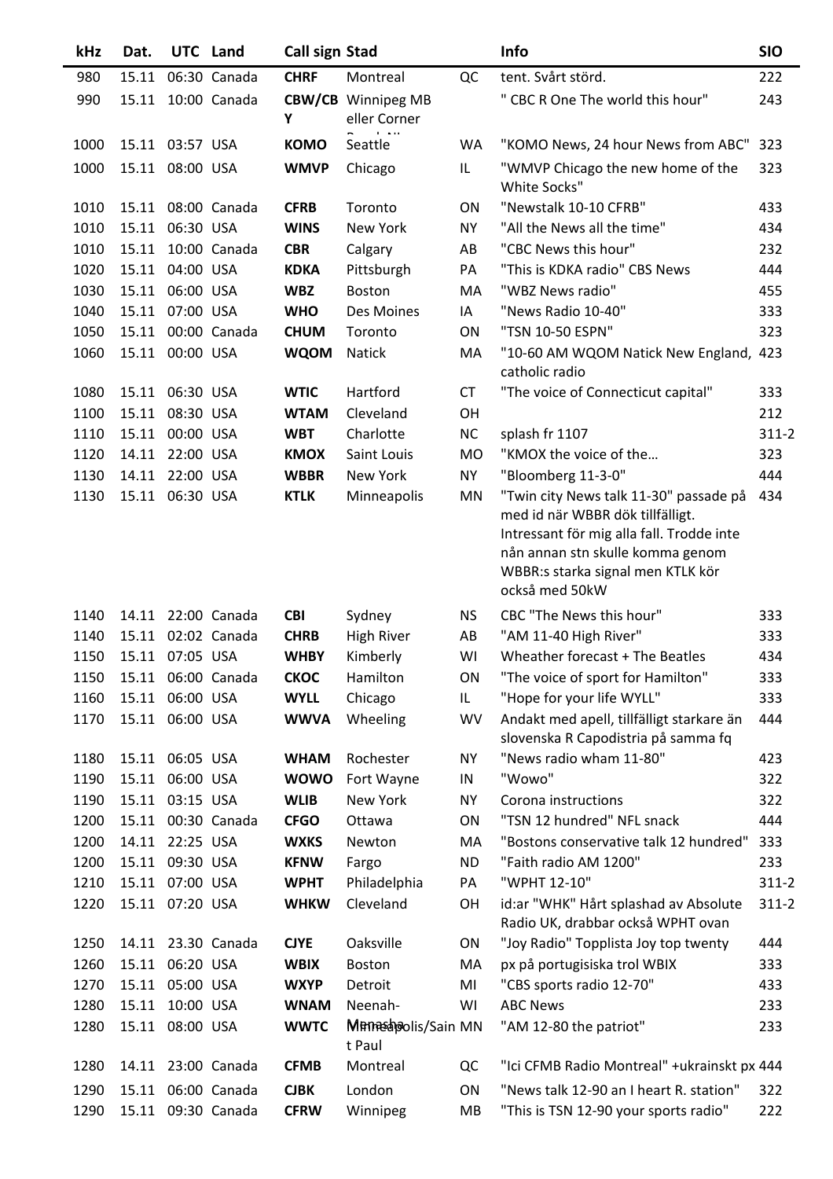| kHz | Dat. | UTC | Land | Call sign | Stad | | Info | SIO |
|---|---|---|---|---|---|---|---|---|
| 980 | 15.11 | 06:30 | Canada | **CHRF** | Montreal | QC | tent. Svårt störd. | 222 |
| 990 | 15.11 | 10:00 | Canada | **CBW/CBY** | Winnipeg MB eller Corner Brook NL | | " CBC R One The world this hour" | 243 |
| 1000 | 15.11 | 03:57 | USA | **KOMO** | Seattle | WA | "KOMO News, 24 hour News from ABC" | 323 |
| 1000 | 15.11 | 08:00 | USA | **WMVP** | Chicago | IL | "WMVP Chicago the new home of the White Socks" | 323 |
| 1010 | 15.11 | 08:00 | Canada | **CFRB** | Toronto | ON | "Newstalk 10-10 CFRB" | 433 |
| 1010 | 15.11 | 06:30 | USA | **WINS** | New York | NY | "All the News all the time" | 434 |
| 1010 | 15.11 | 10:00 | Canada | **CBR** | Calgary | AB | "CBC News this hour" | 232 |
| 1020 | 15.11 | 04:00 | USA | **KDKA** | Pittsburgh | PA | "This is KDKA radio" CBS News | 444 |
| 1030 | 15.11 | 06:00 | USA | **WBZ** | Boston | MA | "WBZ News radio" | 455 |
| 1040 | 15.11 | 07:00 | USA | **WHO** | Des Moines | IA | "News Radio 10-40" | 333 |
| 1050 | 15.11 | 00:00 | Canada | **CHUM** | Toronto | ON | "TSN 10-50 ESPN" | 323 |
| 1060 | 15.11 | 00:00 | USA | **WQOM** | Natick | MA | "10-60 AM WQOM Natick New England, catholic radio | 423 |
| 1080 | 15.11 | 06:30 | USA | **WTIC** | Hartford | CT | "The voice of Connecticut capital" | 333 |
| 1100 | 15.11 | 08:30 | USA | **WTAM** | Cleveland | OH | | 212 |
| 1110 | 15.11 | 00:00 | USA | **WBT** | Charlotte | NC | splash fr 1107 | 311-2 |
| 1120 | 14.11 | 22:00 | USA | **KMOX** | Saint Louis | MO | "KMOX the voice of the… | 323 |
| 1130 | 14.11 | 22:00 | USA | **WBBR** | New York | NY | "Bloomberg 11-3-0" | 444 |
| 1130 | 15.11 | 06:30 | USA | **KTLK** | Minneapolis | MN | "Twin city News talk 11-30" passade på med id när WBBR dök tillfälligt. Intressant för mig alla fall. Trodde inte nån annan stn skulle komma genom WBBR:s starka signal men KTLK kör också med 50kW | 434 |
| 1140 | 14.11 | 22:00 | Canada | **CBI** | Sydney | NS | CBC "The News this hour" | 333 |
| 1140 | 15.11 | 02:02 | Canada | **CHRB** | High River | AB | "AM 11-40 High River" | 333 |
| 1150 | 15.11 | 07:05 | USA | **WHBY** | Kimberly | WI | Wheather forecast + The Beatles | 434 |
| 1150 | 15.11 | 06:00 | Canada | **CKOC** | Hamilton | ON | "The voice of sport for Hamilton" | 333 |
| 1160 | 15.11 | 06:00 | USA | **WYLL** | Chicago | IL | "Hope for your life WYLL" | 333 |
| 1170 | 15.11 | 06:00 | USA | **WWVA** | Wheeling | WV | Andakt med apell, tillfälligt starkare än slovenska R Capodistria på samma fq | 444 |
| 1180 | 15.11 | 06:05 | USA | **WHAM** | Rochester | NY | "News radio wham 11-80" | 423 |
| 1190 | 15.11 | 06:00 | USA | **WOWO** | Fort Wayne | IN | "Wowo" | 322 |
| 1190 | 15.11 | 03:15 | USA | **WLIB** | New York | NY | Corona instructions | 322 |
| 1200 | 15.11 | 00:30 | Canada | **CFGO** | Ottawa | ON | "TSN 12 hundred" NFL snack | 444 |
| 1200 | 14.11 | 22:25 | USA | **WXKS** | Newton | MA | "Bostons conservative talk 12 hundred" | 333 |
| 1200 | 15.11 | 09:30 | USA | **KFNW** | Fargo | ND | "Faith radio AM 1200" | 233 |
| 1210 | 15.11 | 07:00 | USA | **WPHT** | Philadelphia | PA | "WPHT 12-10" | 311-2 |
| 1220 | 15.11 | 07:20 | USA | **WHKW** | Cleveland | OH | id:ar "WHK" Hårt splashad av Absolute Radio UK, drabbar också WPHT ovan | 311-2 |
| 1250 | 14.11 | 23.30 | Canada | **CJYE** | Oaksville | ON | "Joy Radio" Topplista Joy top twenty | 444 |
| 1260 | 15.11 | 06:20 | USA | **WBIX** | Boston | MA | px på portugisiska trol WBIX | 333 |
| 1270 | 15.11 | 05:00 | USA | **WXYP** | Detroit | MI | "CBS sports radio 12-70" | 433 |
| 1280 | 15.11 | 10:00 | USA | **WNAM** | Neenah-Menasha | WI | ABC News | 233 |
| 1280 | 15.11 | 08:00 | USA | **WWTC** | Minneapolis/Saint Paul | MN | "AM 12-80 the patriot" | 233 |
| 1280 | 14.11 | 23:00 | Canada | **CFMB** | Montreal | QC | "Ici CFMB Radio Montreal" +ukrainskt px | 444 |
| 1290 | 15.11 | 06:00 | Canada | **CJBK** | London | ON | "News talk 12-90 an I heart R. station" | 322 |
| 1290 | 15.11 | 09:30 | Canada | **CFRW** | Winnipeg | MB | "This is TSN 12-90 your sports radio" | 222 |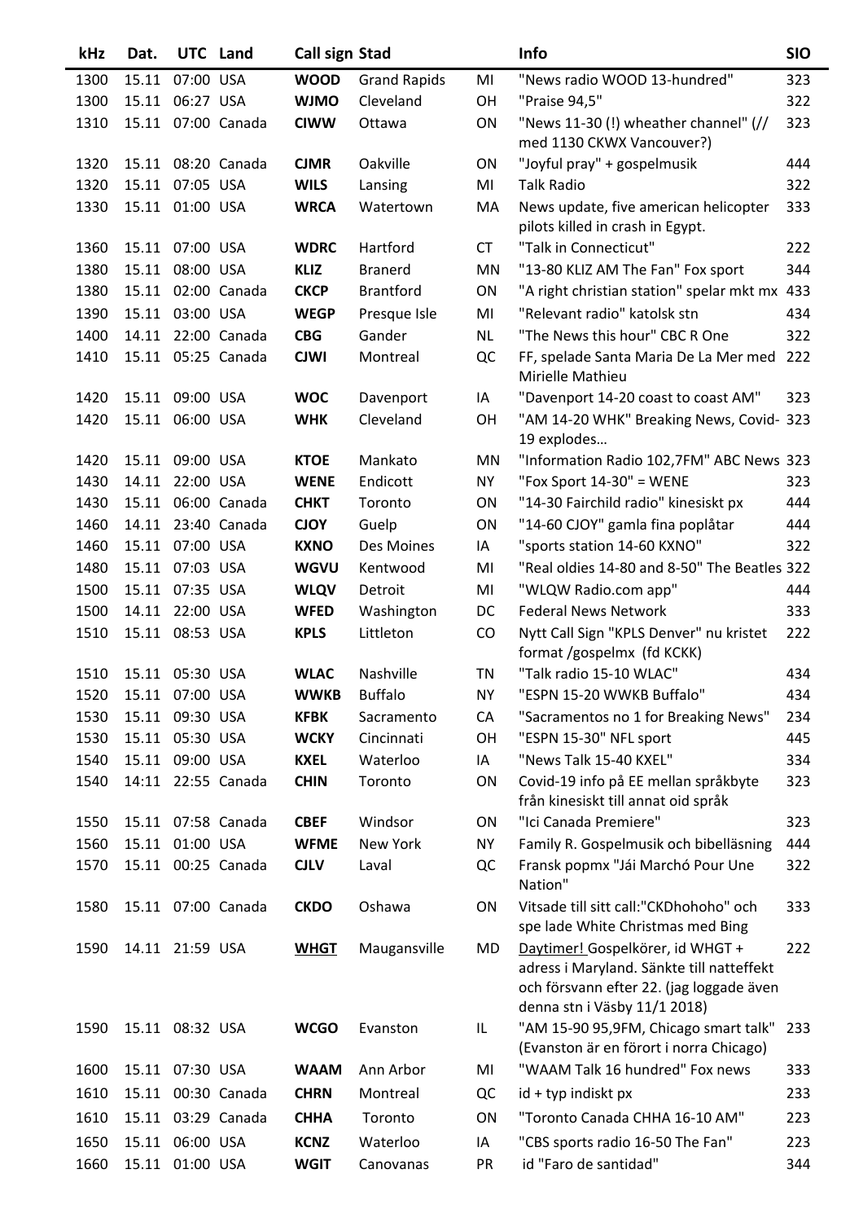| kHz | Dat. | UTC | Land | Call sign | Stad | | Info | SIO |
|---|---|---|---|---|---|---|---|---|
| 1300 | 15.11 | 07:00 | USA | **WOOD** | Grand Rapids | MI | "News radio WOOD 13-hundred" | 323 |
| 1300 | 15.11 | 06:27 | USA | **WJMO** | Cleveland | OH | "Praise 94,5" | 322 |
| 1310 | 15.11 | 07:00 | Canada | **CIWW** | Ottawa | ON | "News 11-30 (!) wheather channel" (// med 1130 CKWX Vancouver?) | 323 |
| 1320 | 15.11 | 08:20 | Canada | **CJMR** | Oakville | ON | "Joyful pray" + gospelmusik | 444 |
| 1320 | 15.11 | 07:05 | USA | **WILS** | Lansing | MI | Talk Radio | 322 |
| 1330 | 15.11 | 01:00 | USA | **WRCA** | Watertown | MA | News update, five american helicopter pilots killed in crash in Egypt. | 333 |
| 1360 | 15.11 | 07:00 | USA | **WDRC** | Hartford | CT | "Talk in Connecticut" | 222 |
| 1380 | 15.11 | 08:00 | USA | **KLIZ** | Branerd | MN | "13-80 KLIZ AM The Fan" Fox sport | 344 |
| 1380 | 15.11 | 02:00 | Canada | **CKCP** | Brantford | ON | "A right christian station" spelar mkt mx | 433 |
| 1390 | 15.11 | 03:00 | USA | **WEGP** | Presque Isle | MI | "Relevant radio" katolsk stn | 434 |
| 1400 | 14.11 | 22:00 | Canada | **CBG** | Gander | NL | "The News this hour" CBC R One | 322 |
| 1410 | 15.11 | 05:25 | Canada | **CJWI** | Montreal | QC | FF, spelade Santa Maria De La Mer med Mirielle Mathieu | 222 |
| 1420 | 15.11 | 09:00 | USA | **WOC** | Davenport | IA | "Davenport 14-20 coast to coast AM" | 323 |
| 1420 | 15.11 | 06:00 | USA | **WHK** | Cleveland | OH | "AM 14-20 WHK" Breaking News, Covid-19 explodes… | 323 |
| 1420 | 15.11 | 09:00 | USA | **KTOE** | Mankato | MN | "Information Radio 102,7FM" ABC News | 323 |
| 1430 | 14.11 | 22:00 | USA | **WENE** | Endicott | NY | "Fox Sport 14-30" = WENE | 323 |
| 1430 | 15.11 | 06:00 | Canada | **CHKT** | Toronto | ON | "14-30 Fairchild radio" kinesiskt px | 444 |
| 1460 | 14.11 | 23:40 | Canada | **CJOY** | Guelp | ON | "14-60 CJOY" gamla fina poplåtar | 444 |
| 1460 | 15.11 | 07:00 | USA | **KXNO** | Des Moines | IA | "sports station 14-60 KXNO" | 322 |
| 1480 | 15.11 | 07:03 | USA | **WGVU** | Kentwood | MI | "Real oldies 14-80 and 8-50" The Beatles | 322 |
| 1500 | 15.11 | 07:35 | USA | **WLQV** | Detroit | MI | "WLQW Radio.com app" | 444 |
| 1500 | 14.11 | 22:00 | USA | **WFED** | Washington | DC | Federal News Network | 333 |
| 1510 | 15.11 | 08:53 | USA | **KPLS** | Littleton | CO | Nytt Call Sign "KPLS Denver" nu kristet format /gospelmx (fd KCKK) | 222 |
| 1510 | 15.11 | 05:30 | USA | **WLAC** | Nashville | TN | "Talk radio 15-10 WLAC" | 434 |
| 1520 | 15.11 | 07:00 | USA | **WWKB** | Buffalo | NY | "ESPN 15-20 WWKB Buffalo" | 434 |
| 1530 | 15.11 | 09:30 | USA | **KFBK** | Sacramento | CA | "Sacramentos no 1 for Breaking News" | 234 |
| 1530 | 15.11 | 05:30 | USA | **WCKY** | Cincinnati | OH | "ESPN 15-30" NFL sport | 445 |
| 1540 | 15.11 | 09:00 | USA | **KXEL** | Waterloo | IA | "News Talk 15-40 KXEL" | 334 |
| 1540 | 14:11 | 22:55 | Canada | **CHIN** | Toronto | ON | Covid-19 info på EE mellan språkbyte från kinesiskt till annat oid språk | 323 |
| 1550 | 15.11 | 07:58 | Canada | **CBEF** | Windsor | ON | "Ici Canada Premiere" | 323 |
| 1560 | 15.11 | 01:00 | USA | **WFME** | New York | NY | Family R. Gospelmusik och bibelläsning | 444 |
| 1570 | 15.11 | 00:25 | Canada | **CJLV** | Laval | QC | Fransk popmx "Jái Marchó Pour Une Nation" | 322 |
| 1580 | 15.11 | 07:00 | Canada | **CKDO** | Oshawa | ON | Vitsade till sitt call:"CKDhohoho" och spe lade White Christmas med Bing | 333 |
| 1590 | 14.11 | 21:59 | USA | **WHGT** | Maugansville | MD | Daytimer! Gospelkörer, id WHGT + adress i Maryland. Sänkte till natteffekt och försvann efter 22. (jag loggade även denna stn i Väsby 11/1 2018) | 222 |
| 1590 | 15.11 | 08:32 | USA | **WCGO** | Evanston | IL | "AM 15-90 95,9FM, Chicago smart talk" (Evanston är en förort i norra Chicago) | 233 |
| 1600 | 15.11 | 07:30 | USA | **WAAM** | Ann Arbor | MI | "WAAM Talk 16 hundred" Fox news | 333 |
| 1610 | 15.11 | 00:30 | Canada | **CHRN** | Montreal | QC | id + typ indiskt px | 233 |
| 1610 | 15.11 | 03:29 | Canada | **CHHA** | Toronto | ON | "Toronto Canada CHHA 16-10 AM" | 223 |
| 1650 | 15.11 | 06:00 | USA | **KCNZ** | Waterloo | IA | "CBS sports radio 16-50 The Fan" | 223 |
| 1660 | 15.11 | 01:00 | USA | **WGIT** | Canovanas | PR | id "Faro de santidad" | 344 |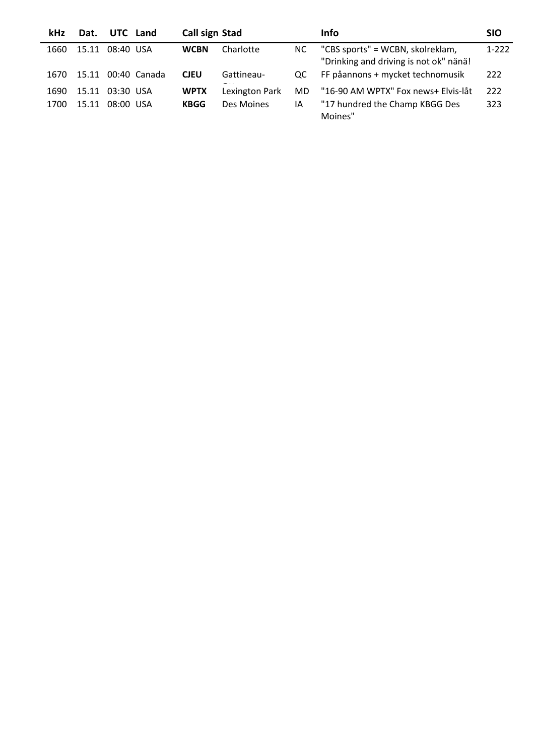| kHz | Dat. | UTC | Land | Call sign | Stad | | Info | SIO |
|---|---|---|---|---|---|---|---|---|
| 1660 | 15.11 | 08:40 | USA | **WCBN** | Charlotte | NC | "CBS sports" = WCBN, skolreklam, "Drinking and driving is not ok" nänä! | 1-222 |
| 1670 | 15.11 | 00:40 | Canada | **CJEU** | Gattineau- | QC | FF påannons + mycket technomusik | 222 |
| 1690 | 15.11 | 03:30 | USA | **WPTX** | Lexington Park | MD | "16-90 AM WPTX" Fox news+ Elvis-låt | 222 |
| 1700 | 15.11 | 08:00 | USA | **KBGG** | Des Moines | IA | "17 hundred the Champ KBGG Des Moines" | 323 |